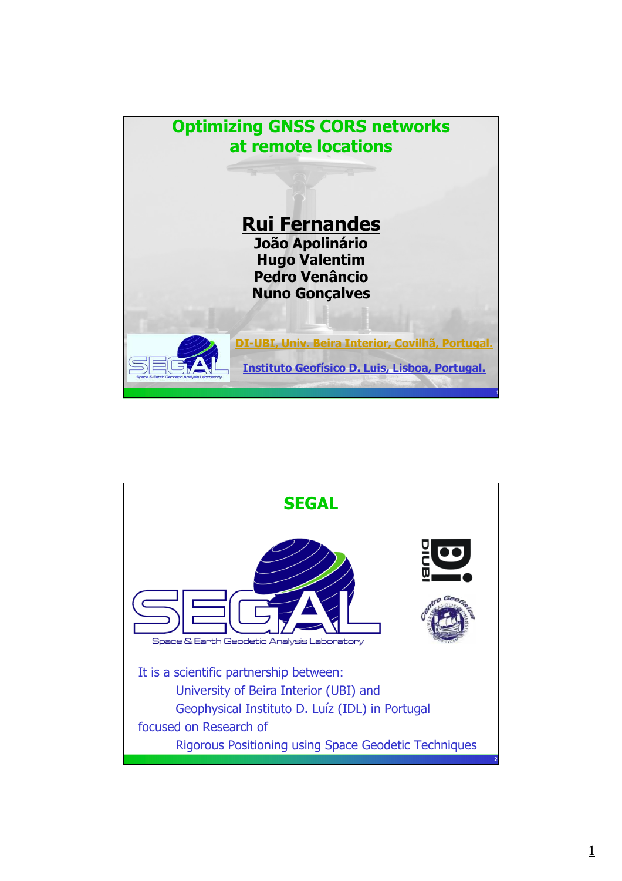# Optimizing GNSS CORS networks at remote locations

**Rui Fernandes**
**João Apolinário**
**Hugo Valentim**
**Pedro Venâncio**
**Nuno Gonçalves**

DI-UBI, Univ. Beira Interior, Covilhã, Portugal.

Instituto Geofísico D. Luis, Lisboa, Portugal.

## SEGAL

SEGAL Space & Earth Geodetic Analysis Laboratory

It is a scientific partnership between:

University of Beira Interior (UBI) and

Geophysical Instituto D. Luíz (IDL) in Portugal

focused on Research of

Rigorous Positioning using Space Geodetic Techniques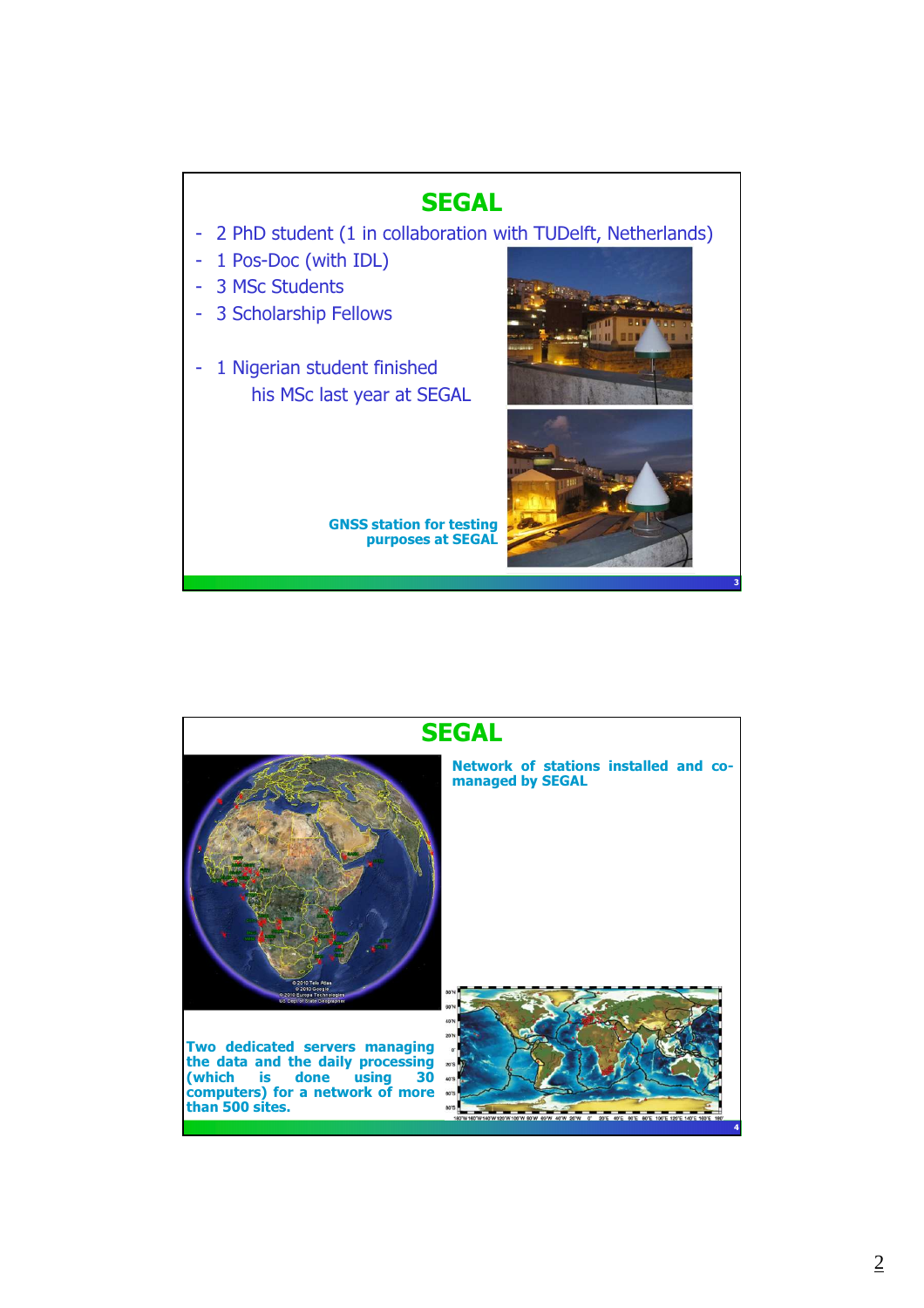## SEGAL

- 2 PhD student (1 in collaboration with TUDelft, Netherlands)
- 1 Pos-Doc (with IDL)
- 3 MSc Students
- 3 Scholarship Fellows
- 1 Nigerian student finished his MSc last year at SEGAL

**GNSS station for testing purposes at SEGAL**

## SEGAL

**Network of stations installed and co-managed by SEGAL**

**Two dedicated servers managing the data and the daily processing (which is done using 30 computers) for a network of more than 500 sites.**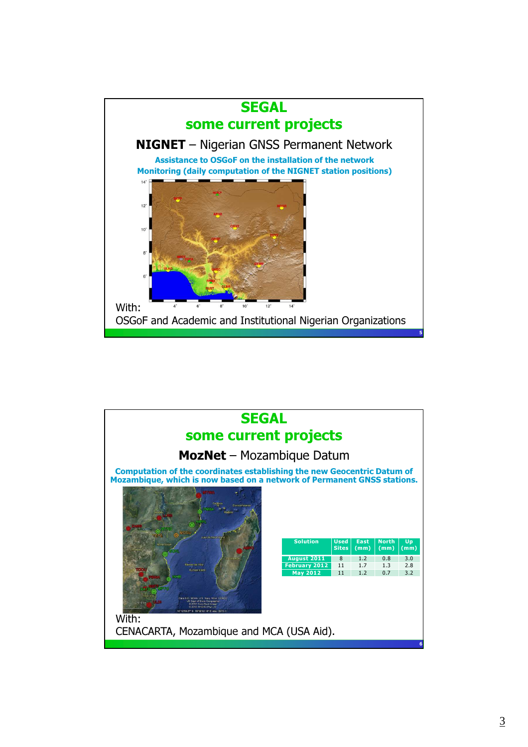# SEGAL
## some current projects

### **NIGNET** – Nigerian GNSS Permanent Network

**Assistance to OSGoF on the installation of the network**
**Monitoring (daily computation of the NIGNET station positions)**

With:
OSGoF and Academic and Institutional Nigerian Organizations

# SEGAL
## some current projects

### **MozNet** – Mozambique Datum

**Computation of the coordinates establishing the new Geocentric Datum of Mozambique, which is now based on a network of Permanent GNSS stations.**

| Solution | Used Sites | East (mm) | North (mm) | Up (mm) |
|---|---|---|---|---|
| August 2011 | 8 | 1.2 | 0.8 | 3.0 |
| February 2012 | 11 | 1.7 | 1.3 | 2.8 |
| May 2012 | 11 | 1.2 | 0.7 | 3.2 |

With:
CENACARTA, Mozambique and MCA (USA Aid).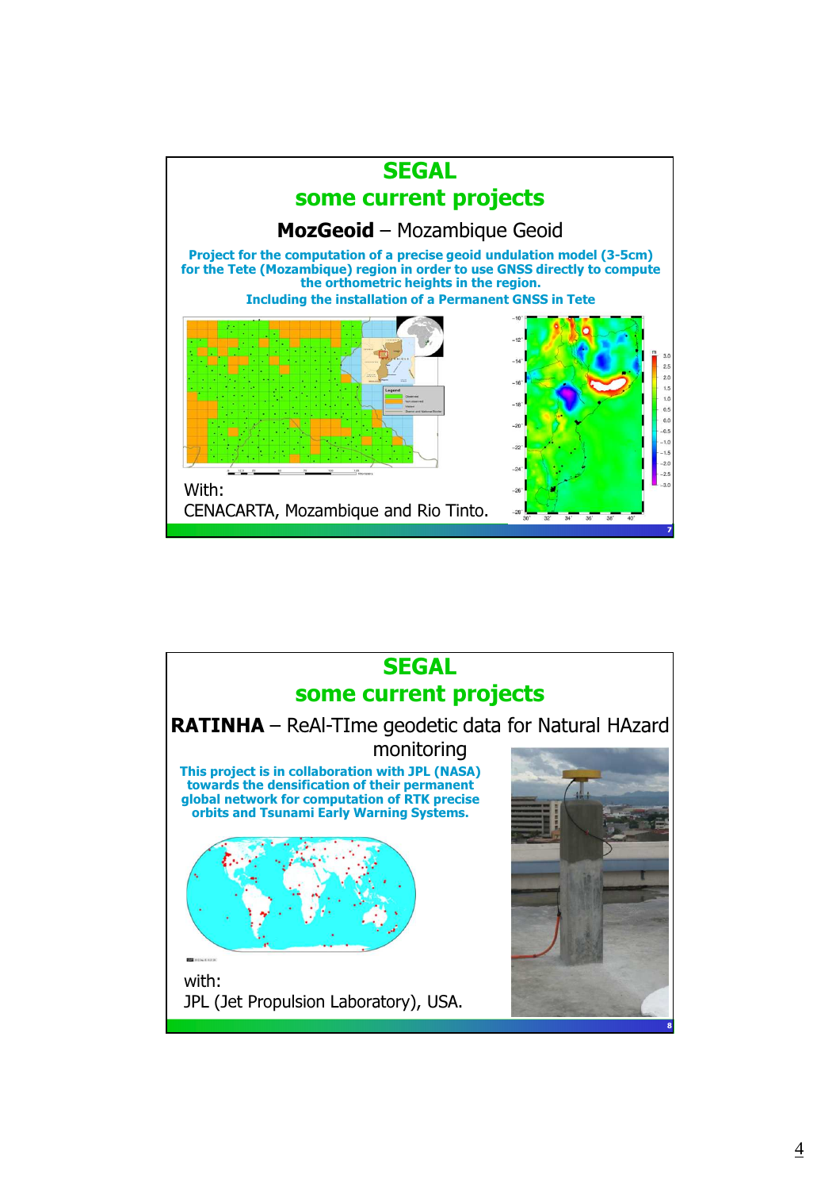## SEGAL
## some current projects

### MozGeoid – Mozambique Geoid

**Project for the computation of a precise geoid undulation model (3-5cm) for the Tete (Mozambique) region in order to use GNSS directly to compute the orthometric heights in the region.**
**Including the installation of a Permanent GNSS in Tete**

With:
CENACARTA, Mozambique and Rio Tinto.

## SEGAL
## some current projects

### RATINHA – ReAl-TIme geodetic data for Natural HAzard monitoring

**This project is in collaboration with JPL (NASA) towards the densification of their permanent global network for computation of RTK precise orbits and Tsunami Early Warning Systems.**

with:
JPL (Jet Propulsion Laboratory), USA.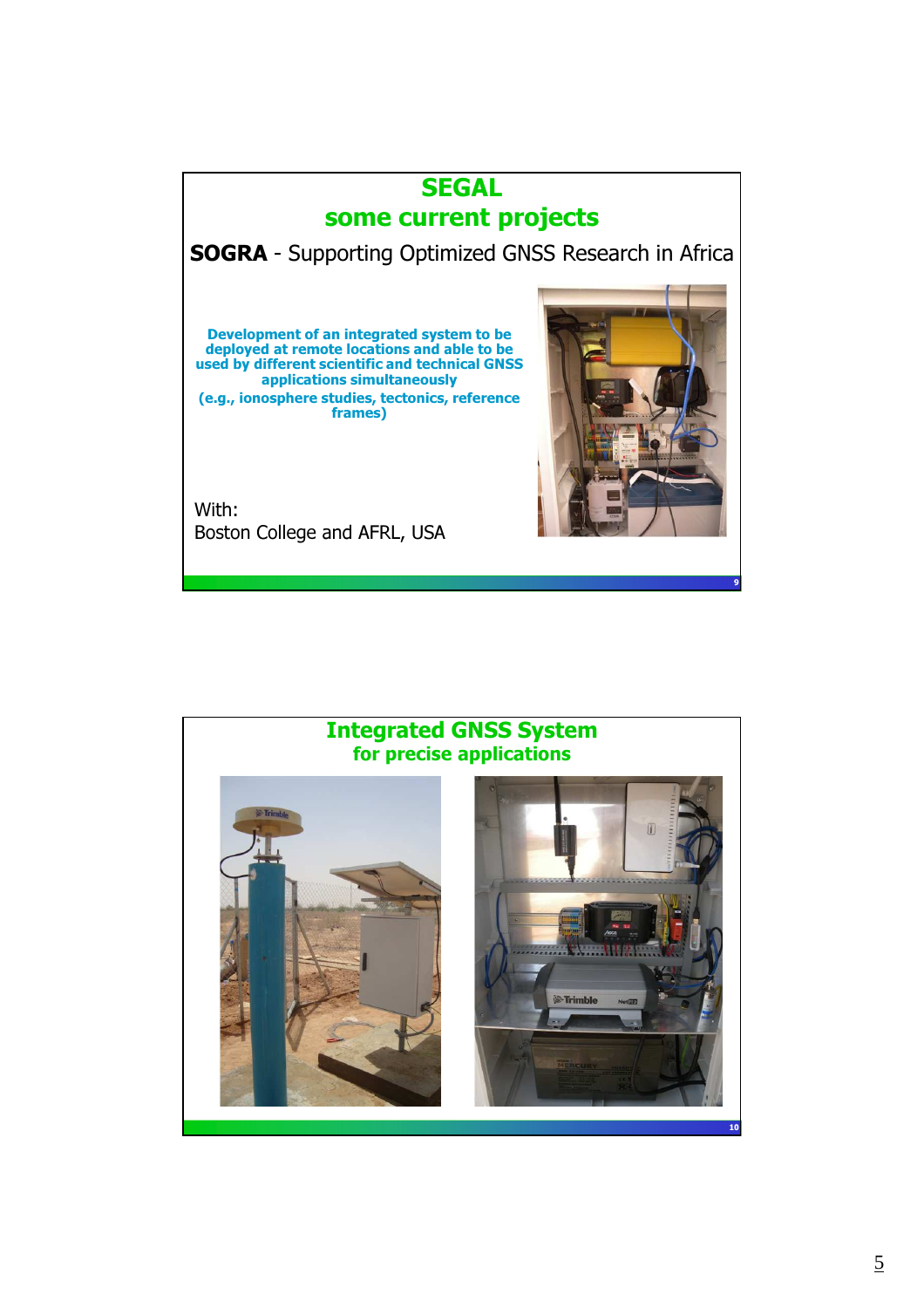# SEGAL

## some current projects

**SOGRA** - Supporting Optimized GNSS Research in Africa

**Development of an integrated system to be deployed at remote locations and able to be used by different scientific and technical GNSS applications simultaneously**

**(e.g., ionosphere studies, tectonics, reference frames)**

With:
Boston College and AFRL, USA

# Integrated GNSS System

## for precise applications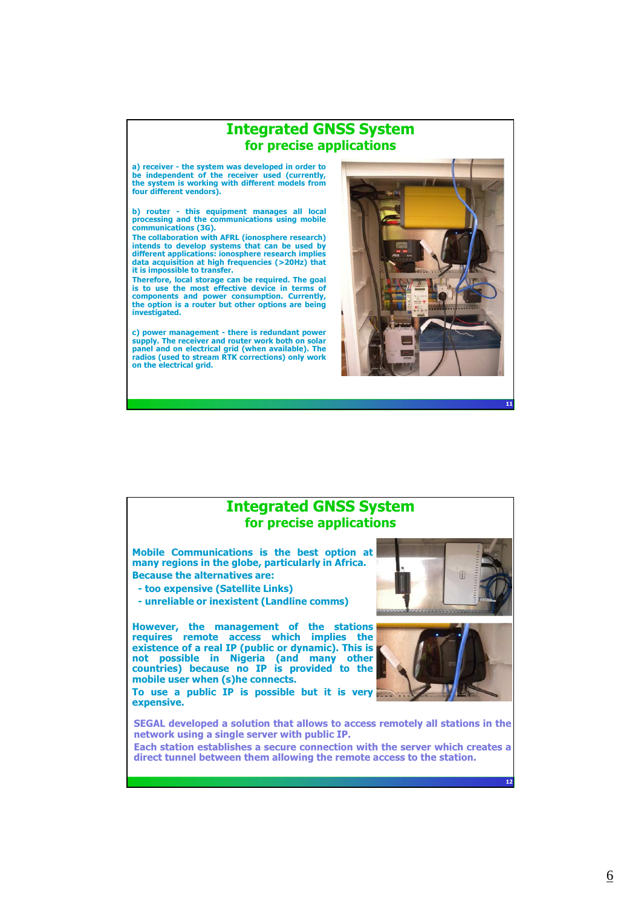# Integrated GNSS System
## for precise applications

a) receiver - the system was developed in order to be independent of the receiver used (currently, the system is working with different models from four different vendors).

b) router - this equipment manages all local processing and the communications using mobile communications (3G).
The collaboration with AFRL (ionosphere research) intends to develop systems that can be used by different applications: ionosphere research implies data acquisition at high frequencies (>20Hz) that it is impossible to transfer.
Therefore, local storage can be required. The goal is to use the most effective device in terms of components and power consumption. Currently, the option is a router but other options are being investigated.

c) power management - there is redundant power supply. The receiver and router work both on solar panel and on electrical grid (when available). The radios (used to stream RTK corrections) only work on the electrical grid.

# Integrated GNSS System
## for precise applications

Mobile Communications is the best option at many regions in the globe, particularly in Africa.
Because the alternatives are:

- too expensive (Satellite Links)
- unreliable or inexistent (Landline comms)

However, the management of the stations requires remote access which implies the existence of a real IP (public or dynamic). This is not possible in Nigeria (and many other countries) because no IP is provided to the mobile user when (s)he connects.
To use a public IP is possible but it is very expensive.

SEGAL developed a solution that allows to access remotely all stations in the network using a single server with public IP.
Each station establishes a secure connection with the server which creates a direct tunnel between them allowing the remote access to the station.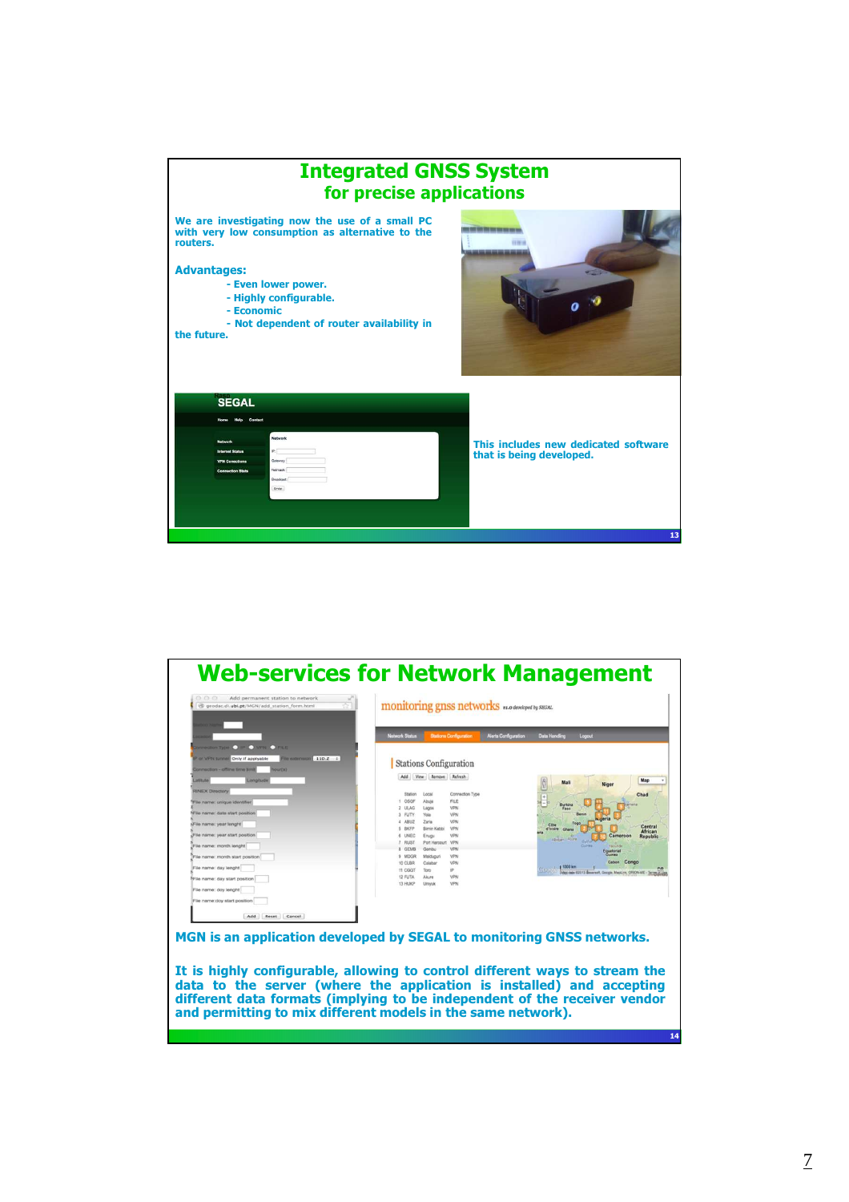# Integrated GNSS System
## for precise applications

We are investigating now the use of a small PC with very low consumption as alternative to the routers.

**Advantages:**

- Even lower power.
- Highly configurable.
- Economic
- Not dependent of router availability in the future.

This includes new dedicated software that is being developed.

# Web-services for Network Management

MGN is an application developed by SEGAL to monitoring GNSS networks.

It is highly configurable, allowing to control different ways to stream the data to the server (where the application is installed) and accepting different data formats (implying to be independent of the receiver vendor and permitting to mix different models in the same network).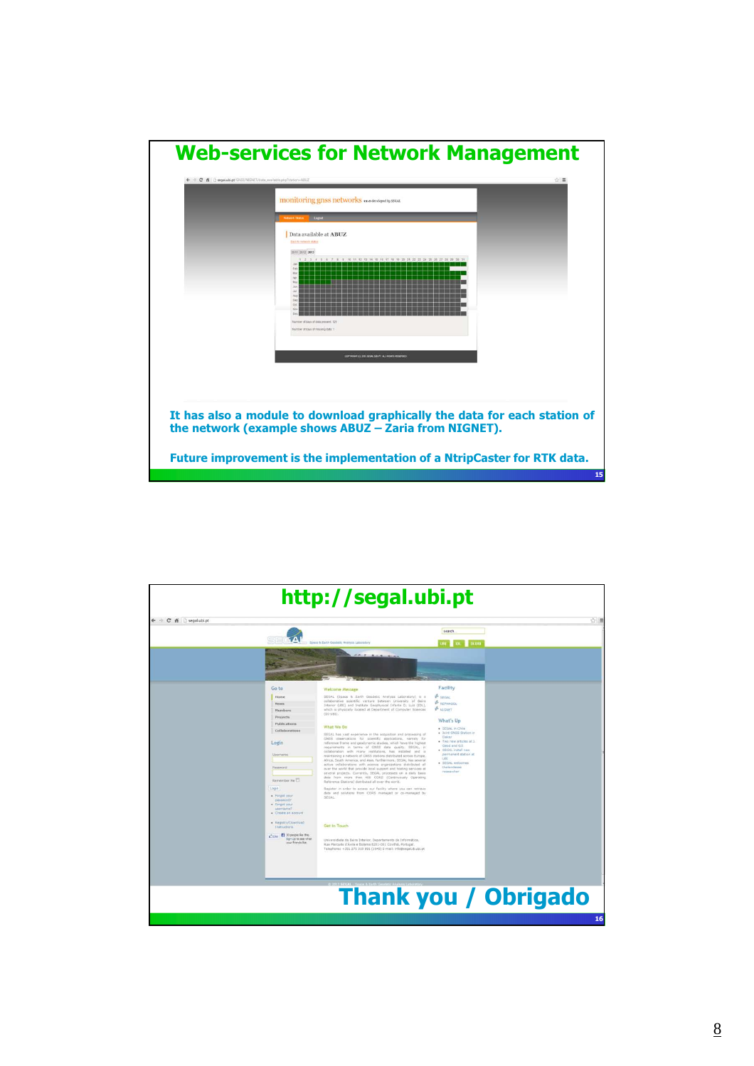## Web-services for Network Management

It has also a module to download graphically the data for each station of the network (example shows ABUZ – Zaria from NIGNET).

Future improvement is the implementation of a NtripCaster for RTK data.

## http://segal.ubi.pt

## Thank you / Obrigado